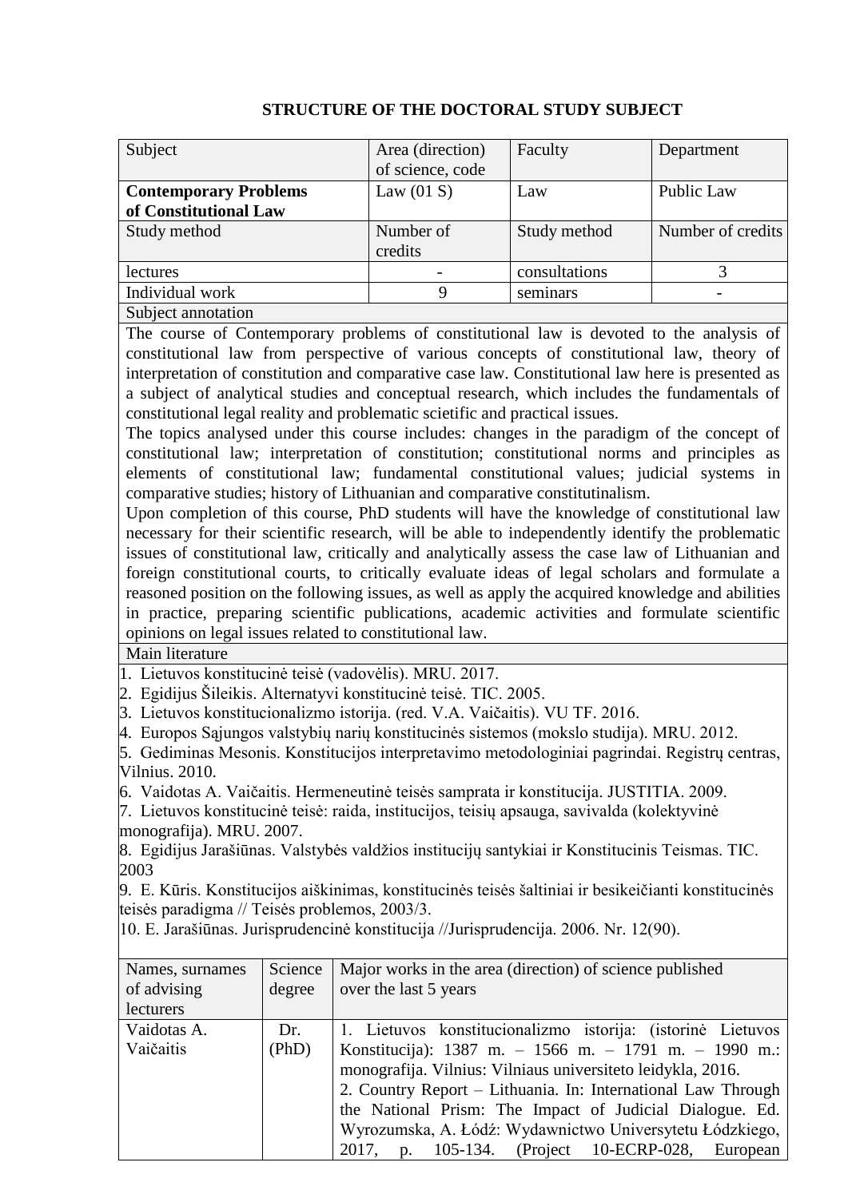**STRUCTURE OF THE DOCTORAL STUDY SUBJECT**

| Subject | Area (direction) of science, code | Faculty | Department |
|---|---|---|---|
| **Contemporary Problems of Constitutional Law** | Law (01 S) | Law | Public Law |
| Study method | Number of credits | Study method | Number of credits |
| lectures | - | consultations | 3 |
| Individual work | 9 | seminars | - |

**Subject annotation**

The course of Contemporary problems of constitutional law is devoted to the analysis of constitutional law from perspective of various concepts of constitutional law, theory of interpretation of constitution and comparative case law. Constitutional law here is presented as a subject of analytical studies and conceptual research, which includes the fundamentals of constitutional legal reality and problematic scietific and practical issues.

The topics analysed under this course includes: changes in the paradigm of the concept of constitutional law; interpretation of constitution; constitutional norms and principles as elements of constitutional law; fundamental constitutional values; judicial systems in comparative studies; history of Lithuanian and comparative constitutinalism.

Upon completion of this course, PhD students will have the knowledge of constitutional law necessary for their scientific research, will be able to independently identify the problematic issues of constitutional law, critically and analytically assess the case law of Lithuanian and foreign constitutional courts, to critically evaluate ideas of legal scholars and formulate a reasoned position on the following issues, as well as apply the acquired knowledge and abilities in practice, preparing scientific publications, academic activities and formulate scientific opinions on legal issues related to constitutional law.

**Main literature**

1. Lietuvos konstitucinė teisė (vadovėlis). MRU. 2017.
2. Egidijus Šileikis. Alternatyvi konstitucinė teisė. TIC. 2005.
3. Lietuvos konstitucionalizmo istorija. (red. V.A. Vaičaitis). VU TF. 2016.
4. Europos Sąjungos valstybių narių konstitucinės sistemos (mokslo studija). MRU. 2012.
5. Gediminas Mesonis. Konstitucijos interpretavimo metodologiniai pagrindai. Registrų centras, Vilnius. 2010.
6. Vaidotas A. Vaičaitis. Hermeneutinė teisės samprata ir konstitucija. JUSTITIA. 2009.
7. Lietuvos konstitucinė teisė: raida, institucijos, teisių apsauga, savivalda (kolektyvinė monografija). MRU. 2007.
8. Egidijus Jarašiūnas. Valstybės valdžios institucijų santykiai ir Konstitucinis Teismas. TIC. 2003
9. E. Kūris. Konstitucijos aiškinimas, konstitucinės teisės šaltiniai ir besikeičianti konstitucinės teisės paradigma // Teisės problemos, 2003/3.
10. E. Jarašiūnas. Jurisprudencinė konstitucija //Jurisprudencija. 2006. Nr. 12(90).

| Names, surnames of advising lecturers | Science degree | Major works in the area (direction) of science published over the last 5 years |
|---|---|---|
| Vaidotas A. Vaičaitis | Dr. (PhD) | 1. Lietuvos konstitucionalizmo istorija: (istorinė Lietuvos Konstitucija): 1387 m. – 1566 m. – 1791 m. – 1990 m.: monografija. Vilnius: Vilniaus universiteto leidykla, 2016.<br>2. Country Report – Lithuania. In: International Law Through the National Prism: The Impact of Judicial Dialogue. Ed. Wyrozumska, A. Łódź: Wydawnictwo Universytetu Łódzkiego, 2017, p. 105-134. (Project 10-ECRP-028, European |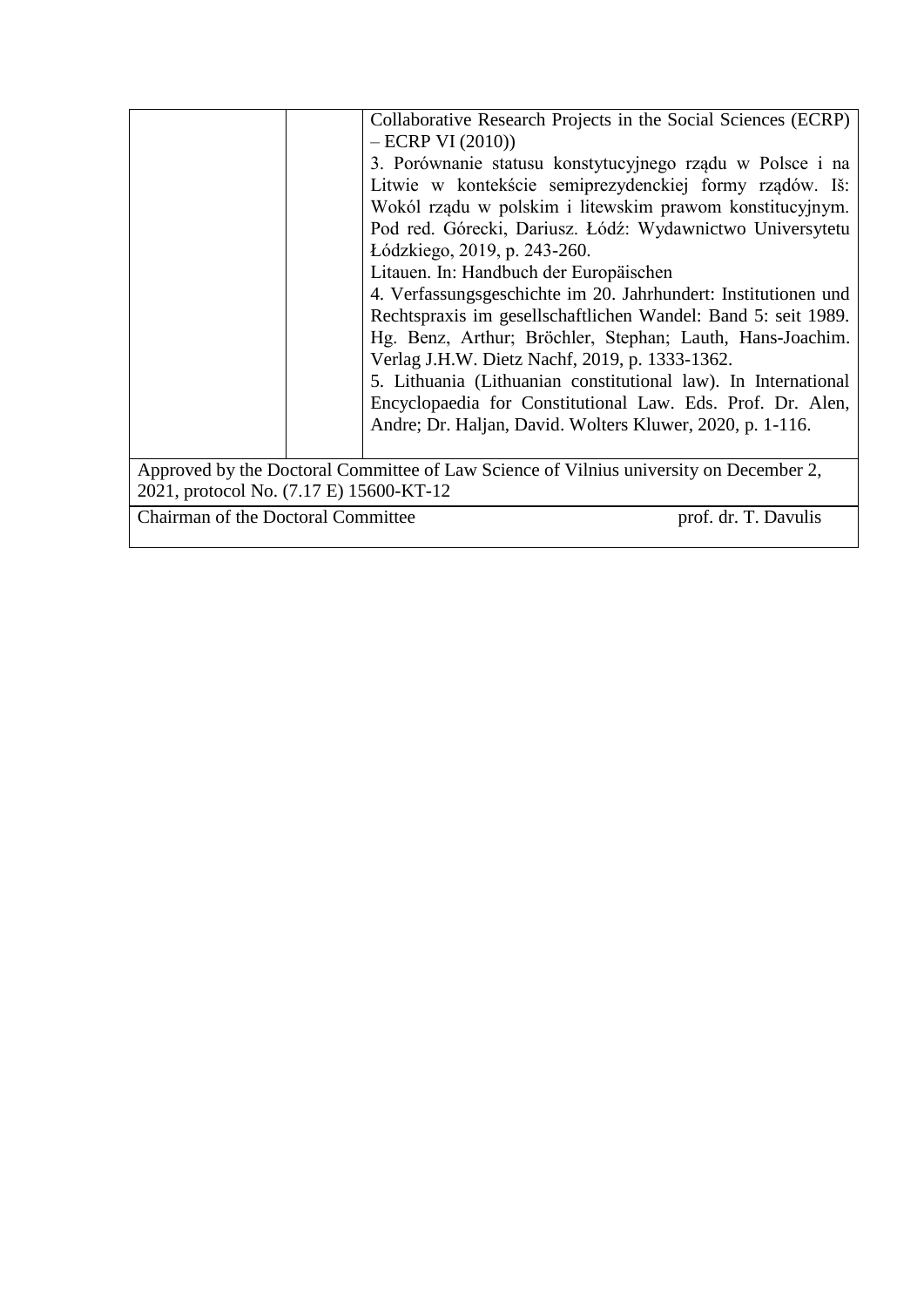| | | |
|---|---|---|
| | | Collaborative Research Projects in the Social Sciences (ECRP) – ECRP VI (2010))<br>3. Porównanie statusu konstytucyjnego rządu w Polsce i na Litwie w kontekście semiprezydenckiej formy rządów. Iš: Wokól rządu w polskim i litewskim prawom konstitucyjnym. Pod red. Górecki, Dariusz. Łódź: Wydawnictwo Universytetu Łódzkiego, 2019, p. 243-260.<br>Litauen. In: Handbuch der Europäischen<br>4. Verfassungsgeschichte im 20. Jahrhundert: Institutionen und Rechtspraxis im gesellschaftlichen Wandel: Band 5: seit 1989. Hg. Benz, Arthur; Bröchler, Stephan; Lauth, Hans-Joachim. Verlag J.H.W. Dietz Nachf, 2019, p. 1333-1362.<br>5. Lithuania (Lithuanian constitutional law). In International Encyclopaedia for Constitutional Law. Eds. Prof. Dr. Alen, Andre; Dr. Haljan, David. Wolters Kluwer, 2020, p. 1-116. |

Approved by the Doctoral Committee of Law Science of Vilnius university on December 2, 2021, protocol No. (7.17 E) 15600-KT-12

Chairman of the Doctoral Committee prof. dr. T. Davulis